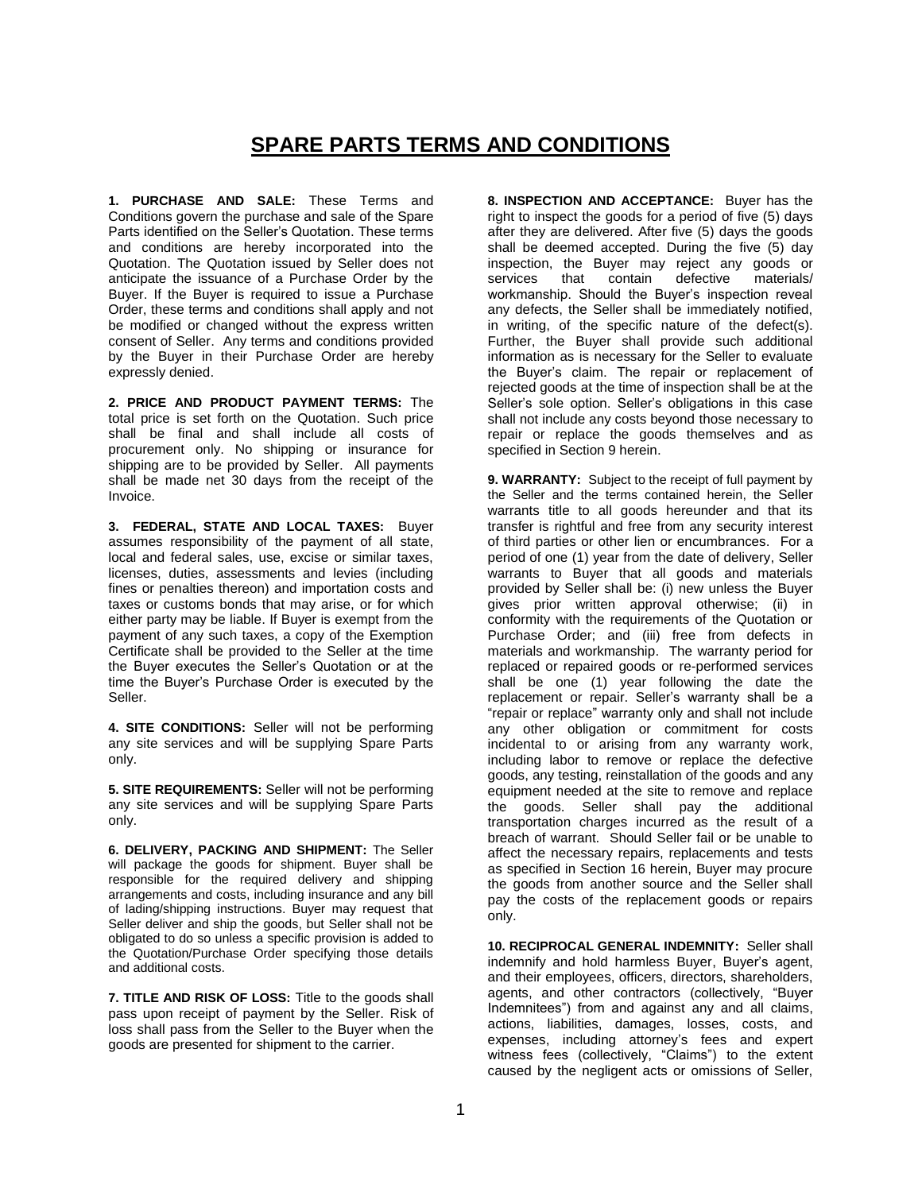# SPARE PARTS TERMS AND CONDITIONS

**1. PURCHASE AND SALE:** These Terms and Conditions govern the purchase and sale of the Spare Parts identified on the Seller's Quotation. These terms and conditions are hereby incorporated into the Quotation. The Quotation issued by Seller does not anticipate the issuance of a Purchase Order by the Buyer. If the Buyer is required to issue a Purchase Order, these terms and conditions shall apply and not be modified or changed without the express written consent of Seller. Any terms and conditions provided by the Buyer in their Purchase Order are hereby expressly denied.

**2. PRICE AND PRODUCT PAYMENT TERMS:** The total price is set forth on the Quotation. Such price shall be final and shall include all costs of procurement only. No shipping or insurance for shipping are to be provided by Seller. All payments shall be made net 30 days from the receipt of the Invoice.

**3. FEDERAL, STATE AND LOCAL TAXES:** Buyer assumes responsibility of the payment of all state, local and federal sales, use, excise or similar taxes, licenses, duties, assessments and levies (including fines or penalties thereon) and importation costs and taxes or customs bonds that may arise, or for which either party may be liable. If Buyer is exempt from the payment of any such taxes, a copy of the Exemption Certificate shall be provided to the Seller at the time the Buyer executes the Seller's Quotation or at the time the Buyer's Purchase Order is executed by the Seller.

**4. SITE CONDITIONS:** Seller will not be performing any site services and will be supplying Spare Parts only.

**5. SITE REQUIREMENTS:** Seller will not be performing any site services and will be supplying Spare Parts only.

**6. DELIVERY, PACKING AND SHIPMENT:** The Seller will package the goods for shipment. Buyer shall be responsible for the required delivery and shipping arrangements and costs, including insurance and any bill of lading/shipping instructions. Buyer may request that Seller deliver and ship the goods, but Seller shall not be obligated to do so unless a specific provision is added to the Quotation/Purchase Order specifying those details and additional costs.

**7. TITLE AND RISK OF LOSS:** Title to the goods shall pass upon receipt of payment by the Seller. Risk of loss shall pass from the Seller to the Buyer when the goods are presented for shipment to the carrier.

**8. INSPECTION AND ACCEPTANCE:** Buyer has the right to inspect the goods for a period of five (5) days after they are delivered. After five (5) days the goods shall be deemed accepted. During the five (5) day inspection, the Buyer may reject any goods or services that contain defective materials/ workmanship. Should the Buyer's inspection reveal any defects, the Seller shall be immediately notified, in writing, of the specific nature of the defect(s). Further, the Buyer shall provide such additional information as is necessary for the Seller to evaluate the Buyer's claim. The repair or replacement of rejected goods at the time of inspection shall be at the Seller's sole option. Seller's obligations in this case shall not include any costs beyond those necessary to repair or replace the goods themselves and as specified in Section 9 herein.

**9. WARRANTY:** Subject to the receipt of full payment by the Seller and the terms contained herein, the Seller warrants title to all goods hereunder and that its transfer is rightful and free from any security interest of third parties or other lien or encumbrances. For a period of one (1) year from the date of delivery, Seller warrants to Buyer that all goods and materials provided by Seller shall be: (i) new unless the Buyer gives prior written approval otherwise; (ii) in conformity with the requirements of the Quotation or Purchase Order; and (iii) free from defects in materials and workmanship. The warranty period for replaced or repaired goods or re-performed services shall be one (1) year following the date the replacement or repair. Seller's warranty shall be a "repair or replace" warranty only and shall not include any other obligation or commitment for costs incidental to or arising from any warranty work, including labor to remove or replace the defective goods, any testing, reinstallation of the goods and any equipment needed at the site to remove and replace the goods. Seller shall pay the additional transportation charges incurred as the result of a breach of warrant. Should Seller fail or be unable to affect the necessary repairs, replacements and tests as specified in Section 16 herein, Buyer may procure the goods from another source and the Seller shall pay the costs of the replacement goods or repairs only.

**10. RECIPROCAL GENERAL INDEMNITY:** Seller shall indemnify and hold harmless Buyer, Buyer's agent, and their employees, officers, directors, shareholders, agents, and other contractors (collectively, "Buyer Indemnitees") from and against any and all claims, actions, liabilities, damages, losses, costs, and expenses, including attorney's fees and expert witness fees (collectively, "Claims") to the extent caused by the negligent acts or omissions of Seller,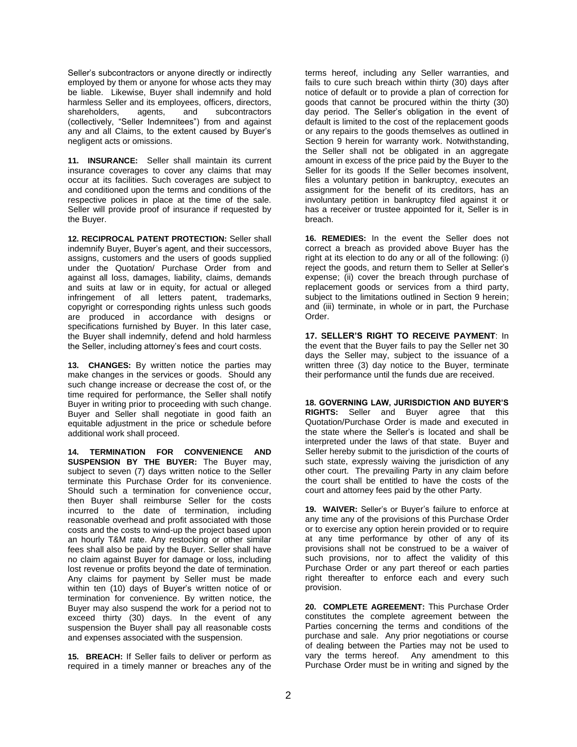Seller's subcontractors or anyone directly or indirectly employed by them or anyone for whose acts they may be liable. Likewise, Buyer shall indemnify and hold harmless Seller and its employees, officers, directors, shareholders, agents, and subcontractors (collectively, "Seller Indemnitees") from and against any and all Claims, to the extent caused by Buyer's negligent acts or omissions.

**11. INSURANCE:** Seller shall maintain its current insurance coverages to cover any claims that may occur at its facilities. Such coverages are subject to and conditioned upon the terms and conditions of the respective polices in place at the time of the sale. Seller will provide proof of insurance if requested by the Buyer.

**12. RECIPROCAL PATENT PROTECTION:** Seller shall indemnify Buyer, Buyer's agent, and their successors, assigns, customers and the users of goods supplied under the Quotation/ Purchase Order from and against all loss, damages, liability, claims, demands and suits at law or in equity, for actual or alleged infringement of all letters patent, trademarks, copyright or corresponding rights unless such goods are produced in accordance with designs or specifications furnished by Buyer. In this later case, the Buyer shall indemnify, defend and hold harmless the Seller, including attorney's fees and court costs.

**13. CHANGES:** By written notice the parties may make changes in the services or goods. Should any such change increase or decrease the cost of, or the time required for performance, the Seller shall notify Buyer in writing prior to proceeding with such change. Buyer and Seller shall negotiate in good faith an equitable adjustment in the price or schedule before additional work shall proceed.

**14. TERMINATION FOR CONVENIENCE AND SUSPENSION BY THE BUYER:** The Buyer may, subject to seven (7) days written notice to the Seller terminate this Purchase Order for its convenience. Should such a termination for convenience occur, then Buyer shall reimburse Seller for the costs incurred to the date of termination, including reasonable overhead and profit associated with those costs and the costs to wind-up the project based upon an hourly T&M rate. Any restocking or other similar fees shall also be paid by the Buyer. Seller shall have no claim against Buyer for damage or loss, including lost revenue or profits beyond the date of termination. Any claims for payment by Seller must be made within ten (10) days of Buyer's written notice of or termination for convenience. By written notice, the Buyer may also suspend the work for a period not to exceed thirty (30) days. In the event of any suspension the Buyer shall pay all reasonable costs and expenses associated with the suspension.

**15. BREACH:** If Seller fails to deliver or perform as required in a timely manner or breaches any of the terms hereof, including any Seller warranties, and fails to cure such breach within thirty (30) days after notice of default or to provide a plan of correction for goods that cannot be procured within the thirty (30) day period. The Seller's obligation in the event of default is limited to the cost of the replacement goods or any repairs to the goods themselves as outlined in Section 9 herein for warranty work. Notwithstanding, the Seller shall not be obligated in an aggregate amount in excess of the price paid by the Buyer to the Seller for its goods If the Seller becomes insolvent, files a voluntary petition in bankruptcy, executes an assignment for the benefit of its creditors, has an involuntary petition in bankruptcy filed against it or has a receiver or trustee appointed for it, Seller is in breach.

**16. REMEDIES:** In the event the Seller does not correct a breach as provided above Buyer has the right at its election to do any or all of the following: (i) reject the goods, and return them to Seller at Seller's expense; (ii) cover the breach through purchase of replacement goods or services from a third party, subject to the limitations outlined in Section 9 herein; and (iii) terminate, in whole or in part, the Purchase Order.

**17. SELLER'S RIGHT TO RECEIVE PAYMENT**: In the event that the Buyer fails to pay the Seller net 30 days the Seller may, subject to the issuance of a written three (3) day notice to the Buyer, terminate their performance until the funds due are received.

**18. GOVERNING LAW, JURISDICTION AND BUYER'S RIGHTS:** Seller and Buyer agree that this Quotation/Purchase Order is made and executed in the state where the Seller's is located and shall be interpreted under the laws of that state. Buyer and Seller hereby submit to the jurisdiction of the courts of such state, expressly waiving the jurisdiction of any other court. The prevailing Party in any claim before the court shall be entitled to have the costs of the court and attorney fees paid by the other Party.

**19. WAIVER:** Seller's or Buyer's failure to enforce at any time any of the provisions of this Purchase Order or to exercise any option herein provided or to require at any time performance by other of any of its provisions shall not be construed to be a waiver of such provisions, nor to affect the validity of this Purchase Order or any part thereof or each parties right thereafter to enforce each and every such provision.

**20. COMPLETE AGREEMENT:** This Purchase Order constitutes the complete agreement between the Parties concerning the terms and conditions of the purchase and sale. Any prior negotiations or course of dealing between the Parties may not be used to vary the terms hereof. Any amendment to this Purchase Order must be in writing and signed by the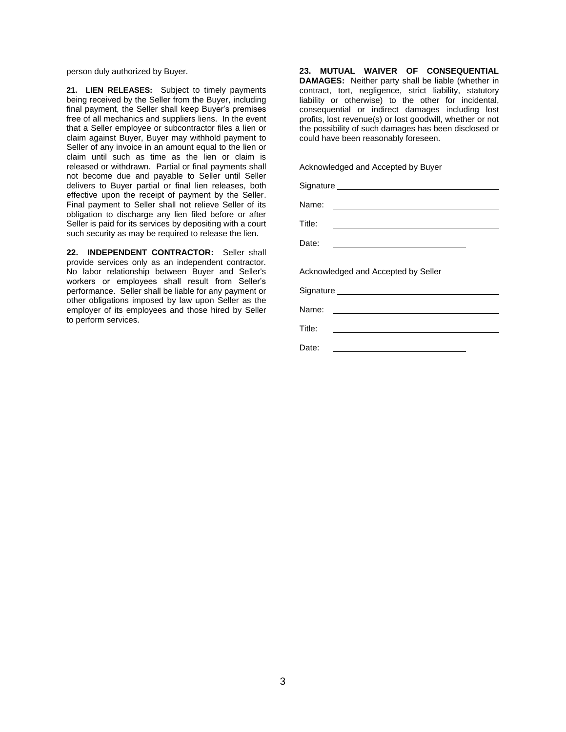person duly authorized by Buyer.

**21. LIEN RELEASES:** Subject to timely payments being received by the Seller from the Buyer, including final payment, the Seller shall keep Buyer's premises free of all mechanics and suppliers liens. In the event that a Seller employee or subcontractor files a lien or claim against Buyer, Buyer may withhold payment to Seller of any invoice in an amount equal to the lien or claim until such as time as the lien or claim is released or withdrawn. Partial or final payments shall not become due and payable to Seller until Seller delivers to Buyer partial or final lien releases, both effective upon the receipt of payment by the Seller. Final payment to Seller shall not relieve Seller of its obligation to discharge any lien filed before or after Seller is paid for its services by depositing with a court such security as may be required to release the lien.

**22. INDEPENDENT CONTRACTOR:** Seller shall provide services only as an independent contractor. No labor relationship between Buyer and Seller's workers or employees shall result from Seller's performance. Seller shall be liable for any payment or other obligations imposed by law upon Seller as the employer of its employees and those hired by Seller to perform services.

**23. MUTUAL WAIVER OF CONSEQUENTIAL DAMAGES:** Neither party shall be liable (whether in contract, tort, negligence, strict liability, statutory liability or otherwise) to the other for incidental, consequential or indirect damages including lost profits, lost revenue(s) or lost goodwill, whether or not the possibility of such damages has been disclosed or could have been reasonably foreseen.

Acknowledged and Accepted by Buyer

Signature ______________________________

Name: ______________________________

Title: ______________________________

Date: ________________________

Acknowledged and Accepted by Seller

Signature ______________________________

Name: ______________________________

Title: ______________________________

Date: ________________________